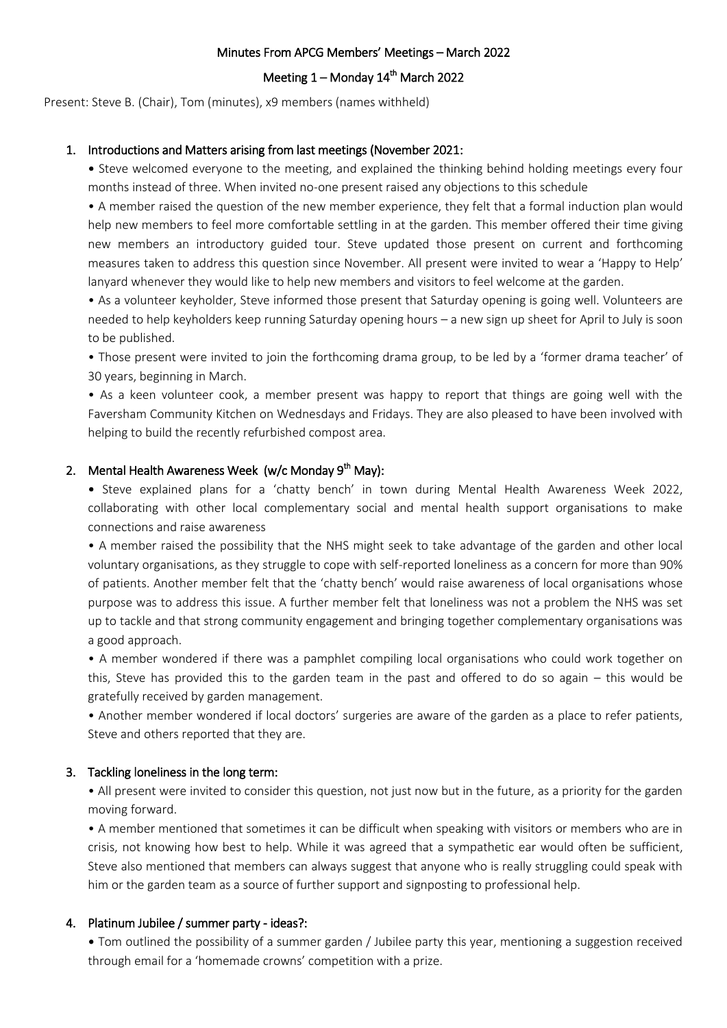# Minutes From APCG Members' Meetings – March 2022

## Meeting 1 – Monday 14th March 2022

Present: Steve B. (Chair), Tom (minutes), x9 members (names withheld)

1. **Introductions and Matters arising from last meetings (November 2021:**

   - Steve welcomed everyone to the meeting, and explained the thinking behind holding meetings every four months instead of three. When invited no-one present raised any objections to this schedule
   - A member raised the question of the new member experience, they felt that a formal induction plan would help new members to feel more comfortable settling in at the garden. This member offered their time giving new members an introductory guided tour. Steve updated those present on current and forthcoming measures taken to address this question since November. All present were invited to wear a 'Happy to Help' lanyard whenever they would like to help new members and visitors to feel welcome at the garden.
   - As a volunteer keyholder, Steve informed those present that Saturday opening is going well. Volunteers are needed to help keyholders keep running Saturday opening hours – a new sign up sheet for April to July is soon to be published.
   - Those present were invited to join the forthcoming drama group, to be led by a 'former drama teacher' of 30 years, beginning in March.
   - As a keen volunteer cook, a member present was happy to report that things are going well with the Faversham Community Kitchen on Wednesdays and Fridays. They are also pleased to have been involved with helping to build the recently refurbished compost area.

2. **Mental Health Awareness Week (w/c Monday 9th May):**

   - Steve explained plans for a 'chatty bench' in town during Mental Health Awareness Week 2022, collaborating with other local complementary social and mental health support organisations to make connections and raise awareness
   - A member raised the possibility that the NHS might seek to take advantage of the garden and other local voluntary organisations, as they struggle to cope with self-reported loneliness as a concern for more than 90% of patients. Another member felt that the 'chatty bench' would raise awareness of local organisations whose purpose was to address this issue. A further member felt that loneliness was not a problem the NHS was set up to tackle and that strong community engagement and bringing together complementary organisations was a good approach.
   - A member wondered if there was a pamphlet compiling local organisations who could work together on this, Steve has provided this to the garden team in the past and offered to do so again – this would be gratefully received by garden management.
   - Another member wondered if local doctors' surgeries are aware of the garden as a place to refer patients, Steve and others reported that they are.

3. **Tackling loneliness in the long term:**

   - All present were invited to consider this question, not just now but in the future, as a priority for the garden moving forward.
   - A member mentioned that sometimes it can be difficult when speaking with visitors or members who are in crisis, not knowing how best to help. While it was agreed that a sympathetic ear would often be sufficient, Steve also mentioned that members can always suggest that anyone who is really struggling could speak with him or the garden team as a source of further support and signposting to professional help.

4. **Platinum Jubilee / summer party - ideas?:**

   - Tom outlined the possibility of a summer garden / Jubilee party this year, mentioning a suggestion received through email for a 'homemade crowns' competition with a prize.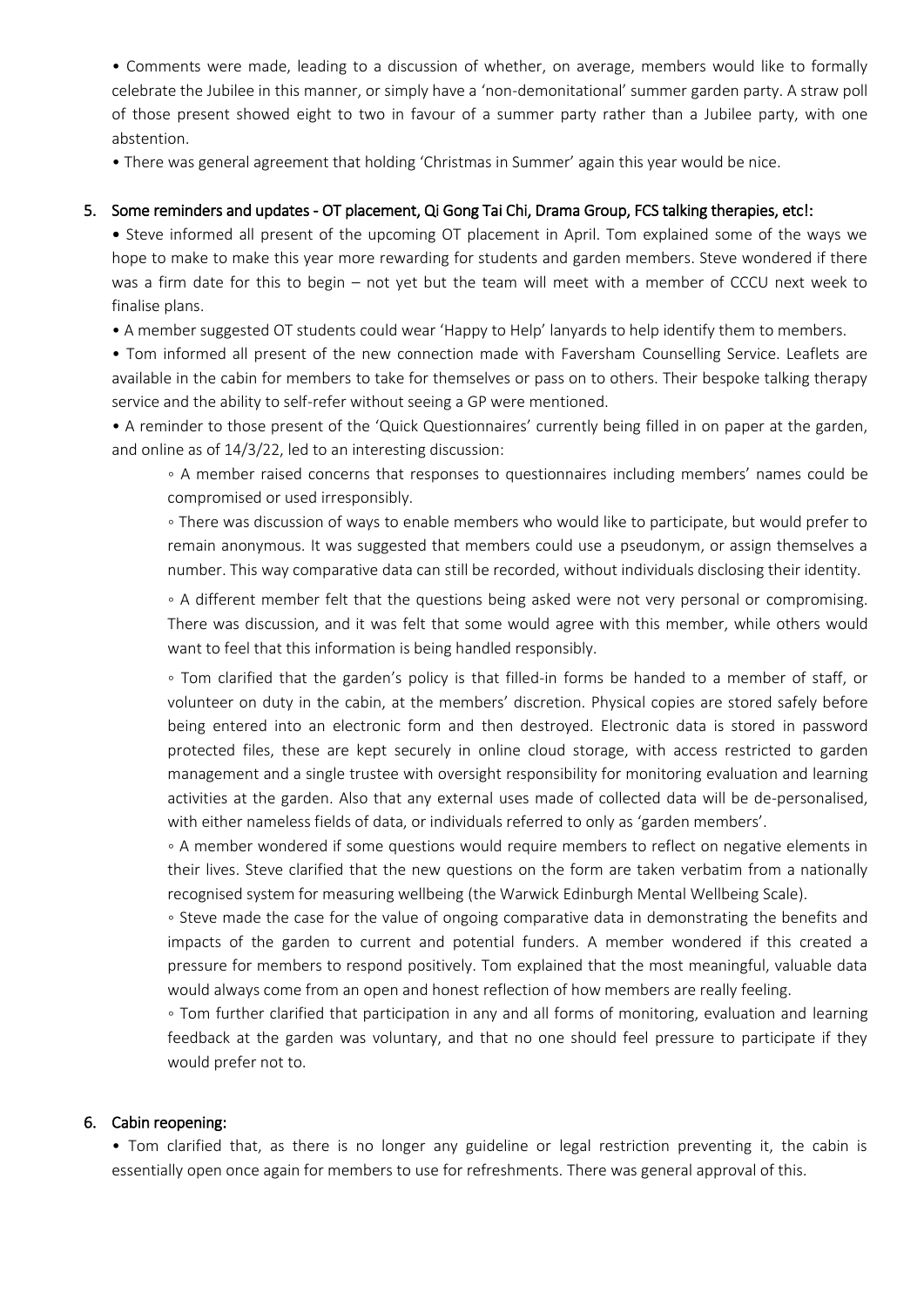• Comments were made, leading to a discussion of whether, on average, members would like to formally celebrate the Jubilee in this manner, or simply have a 'non-demonitational' summer garden party. A straw poll of those present showed eight to two in favour of a summer party rather than a Jubilee party, with one abstention.

• There was general agreement that holding 'Christmas in Summer' again this year would be nice.

## 5. Some reminders and updates - OT placement, Qi Gong Tai Chi, Drama Group, FCS talking therapies, etc!:

• Steve informed all present of the upcoming OT placement in April. Tom explained some of the ways we hope to make to make this year more rewarding for students and garden members. Steve wondered if there was a firm date for this to begin – not yet but the team will meet with a member of CCCU next week to finalise plans.

• A member suggested OT students could wear 'Happy to Help' lanyards to help identify them to members.

• Tom informed all present of the new connection made with Faversham Counselling Service. Leaflets are available in the cabin for members to take for themselves or pass on to others. Their bespoke talking therapy service and the ability to self-refer without seeing a GP were mentioned.

• A reminder to those present of the 'Quick Questionnaires' currently being filled in on paper at the garden, and online as of 14/3/22, led to an interesting discussion:

- A member raised concerns that responses to questionnaires including members' names could be compromised or used irresponsibly.
- There was discussion of ways to enable members who would like to participate, but would prefer to remain anonymous. It was suggested that members could use a pseudonym, or assign themselves a number. This way comparative data can still be recorded, without individuals disclosing their identity.
- A different member felt that the questions being asked were not very personal or compromising. There was discussion, and it was felt that some would agree with this member, while others would want to feel that this information is being handled responsibly.
- Tom clarified that the garden's policy is that filled-in forms be handed to a member of staff, or volunteer on duty in the cabin, at the members' discretion. Physical copies are stored safely before being entered into an electronic form and then destroyed. Electronic data is stored in password protected files, these are kept securely in online cloud storage, with access restricted to garden management and a single trustee with oversight responsibility for monitoring evaluation and learning activities at the garden. Also that any external uses made of collected data will be de-personalised, with either nameless fields of data, or individuals referred to only as 'garden members'.
- A member wondered if some questions would require members to reflect on negative elements in their lives. Steve clarified that the new questions on the form are taken verbatim from a nationally recognised system for measuring wellbeing (the Warwick Edinburgh Mental Wellbeing Scale).
- Steve made the case for the value of ongoing comparative data in demonstrating the benefits and impacts of the garden to current and potential funders. A member wondered if this created a pressure for members to respond positively. Tom explained that the most meaningful, valuable data would always come from an open and honest reflection of how members are really feeling.
- Tom further clarified that participation in any and all forms of monitoring, evaluation and learning feedback at the garden was voluntary, and that no one should feel pressure to participate if they would prefer not to.

## 6. Cabin reopening:

• Tom clarified that, as there is no longer any guideline or legal restriction preventing it, the cabin is essentially open once again for members to use for refreshments. There was general approval of this.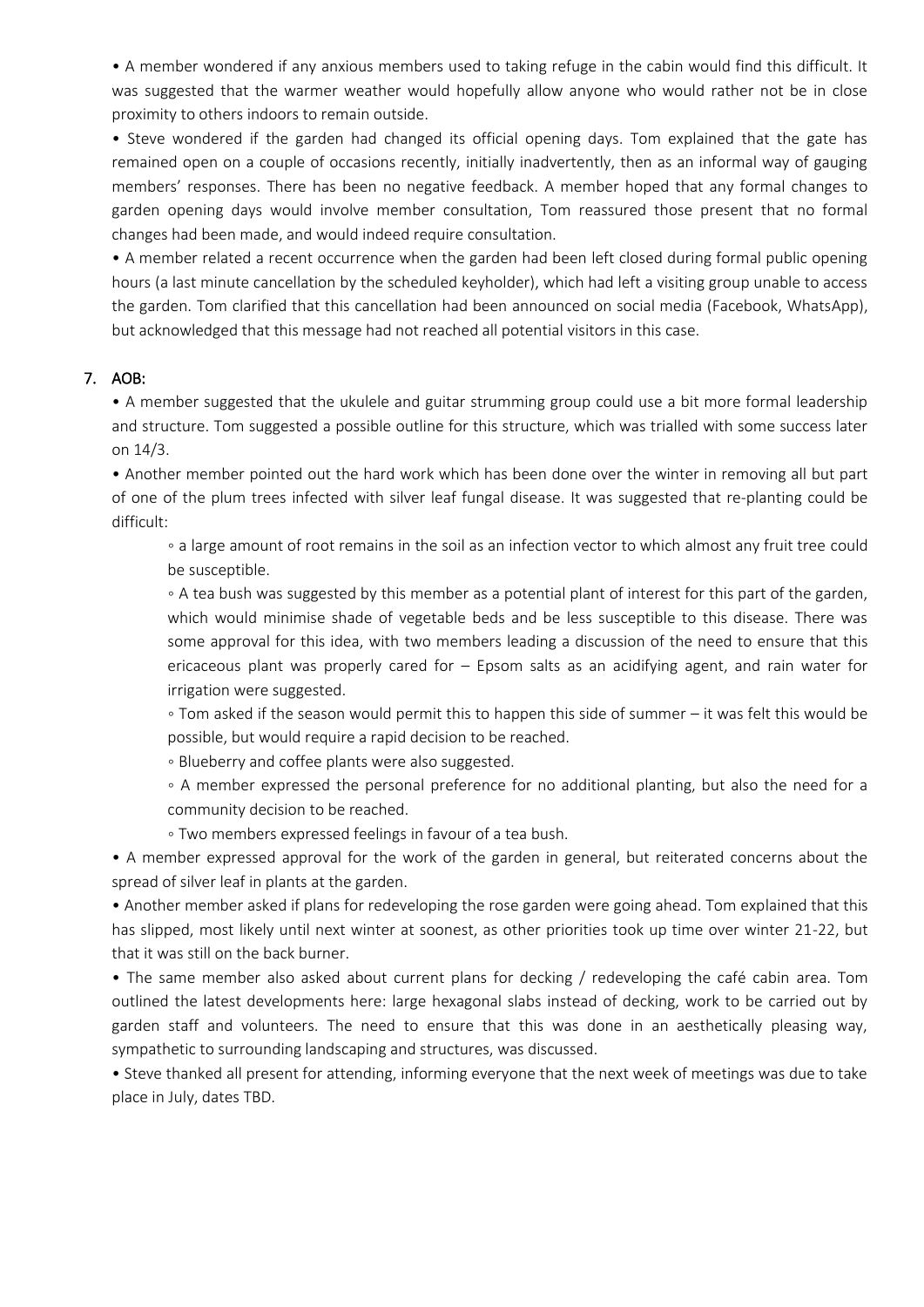• A member wondered if any anxious members used to taking refuge in the cabin would find this difficult. It was suggested that the warmer weather would hopefully allow anyone who would rather not be in close proximity to others indoors to remain outside.

• Steve wondered if the garden had changed its official opening days. Tom explained that the gate has remained open on a couple of occasions recently, initially inadvertently, then as an informal way of gauging members' responses. There has been no negative feedback. A member hoped that any formal changes to garden opening days would involve member consultation, Tom reassured those present that no formal changes had been made, and would indeed require consultation.

• A member related a recent occurrence when the garden had been left closed during formal public opening hours (a last minute cancellation by the scheduled keyholder), which had left a visiting group unable to access the garden. Tom clarified that this cancellation had been announced on social media (Facebook, WhatsApp), but acknowledged that this message had not reached all potential visitors in this case.

## 7. AOB:

• A member suggested that the ukulele and guitar strumming group could use a bit more formal leadership and structure. Tom suggested a possible outline for this structure, which was trialled with some success later on 14/3.

• Another member pointed out the hard work which has been done over the winter in removing all but part of one of the plum trees infected with silver leaf fungal disease. It was suggested that re-planting could be difficult:

- a large amount of root remains in the soil as an infection vector to which almost any fruit tree could be susceptible.
- A tea bush was suggested by this member as a potential plant of interest for this part of the garden, which would minimise shade of vegetable beds and be less susceptible to this disease. There was some approval for this idea, with two members leading a discussion of the need to ensure that this ericaceous plant was properly cared for – Epsom salts as an acidifying agent, and rain water for irrigation were suggested.
- Tom asked if the season would permit this to happen this side of summer – it was felt this would be possible, but would require a rapid decision to be reached.
- Blueberry and coffee plants were also suggested.
- A member expressed the personal preference for no additional planting, but also the need for a community decision to be reached.
- Two members expressed feelings in favour of a tea bush.

• A member expressed approval for the work of the garden in general, but reiterated concerns about the spread of silver leaf in plants at the garden.

• Another member asked if plans for redeveloping the rose garden were going ahead. Tom explained that this has slipped, most likely until next winter at soonest, as other priorities took up time over winter 21-22, but that it was still on the back burner.

• The same member also asked about current plans for decking / redeveloping the café cabin area. Tom outlined the latest developments here: large hexagonal slabs instead of decking, work to be carried out by garden staff and volunteers. The need to ensure that this was done in an aesthetically pleasing way, sympathetic to surrounding landscaping and structures, was discussed.

• Steve thanked all present for attending, informing everyone that the next week of meetings was due to take place in July, dates TBD.